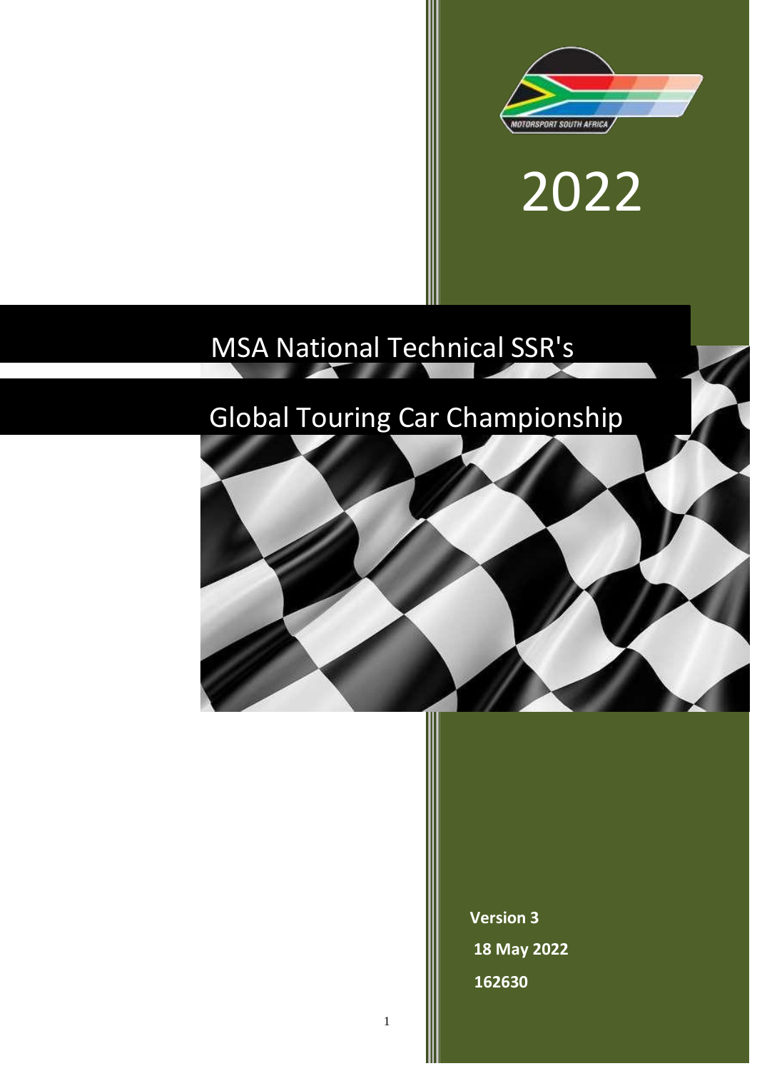2022

# MSA National Technical SSR's

# Global Touring Car Championship

**Version 3**

**18 May 2022**

**162630**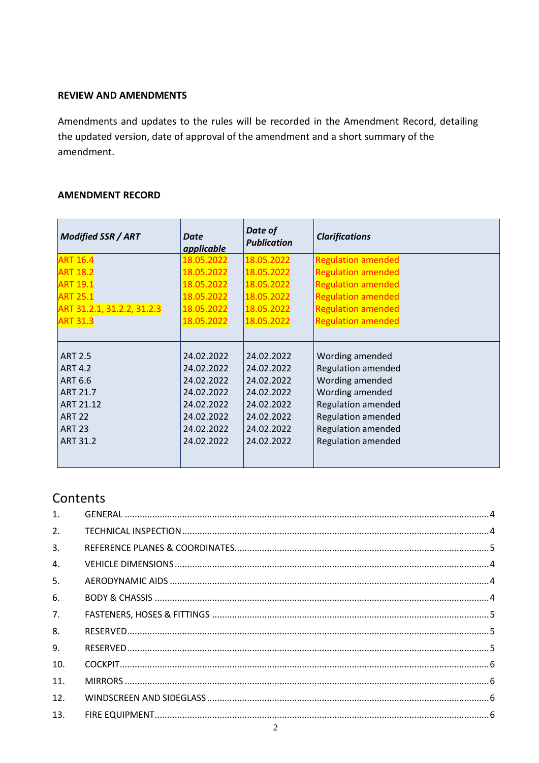**REVIEW AND AMENDMENTS**

Amendments and updates to the rules will be recorded in the Amendment Record, detailing the updated version, date of approval of the amendment and a short summary of the amendment.

**AMENDMENT RECORD**

| ***Modified SSR / ART*** | ***Date applicable*** | ***Date of Publication*** | ***Clarifications*** |
|---|---|---|---|
| ART 16.4 | 18.05.2022 | 18.05.2022 | Regulation amended |
| ART 18.2 | 18.05.2022 | 18.05.2022 | Regulation amended |
| ART 19.1 | 18.05.2022 | 18.05.2022 | Regulation amended |
| ART 25.1 | 18.05.2022 | 18.05.2022 | Regulation amended |
| ART 31.2.1, 31.2.2, 31.2.3 | 18.05.2022 | 18.05.2022 | Regulation amended |
| ART 31.3 | 18.05.2022 | 18.05.2022 | Regulation amended |
| ART 2.5 | 24.02.2022 | 24.02.2022 | Wording amended |
| ART 4.2 | 24.02.2022 | 24.02.2022 | Regulation amended |
| ART 6.6 | 24.02.2022 | 24.02.2022 | Wording amended |
| ART 21.7 | 24.02.2022 | 24.02.2022 | Wording amended |
| ART 21.12 | 24.02.2022 | 24.02.2022 | Regulation amended |
| ART 22 | 24.02.2022 | 24.02.2022 | Regulation amended |
| ART 23 | 24.02.2022 | 24.02.2022 | Regulation amended |
| ART 31.2 | 24.02.2022 | 24.02.2022 | Regulation amended |

## Contents

1. GENERAL .......... 4
2. TECHNICAL INSPECTION .......... 4
3. REFERENCE PLANES & COORDINATES .......... 5
4. VEHICLE DIMENSIONS .......... 4
5. AERODYNAMIC AIDS .......... 4
6. BODY & CHASSIS .......... 4
7. FASTENERS, HOSES & FITTINGS .......... 5
8. RESERVED .......... 5
9. RESERVED .......... 5
10. COCKPIT .......... 6
11. MIRRORS .......... 6
12. WINDSCREEN AND SIDEGLASS .......... 6
13. FIRE EQUIPMENT .......... 6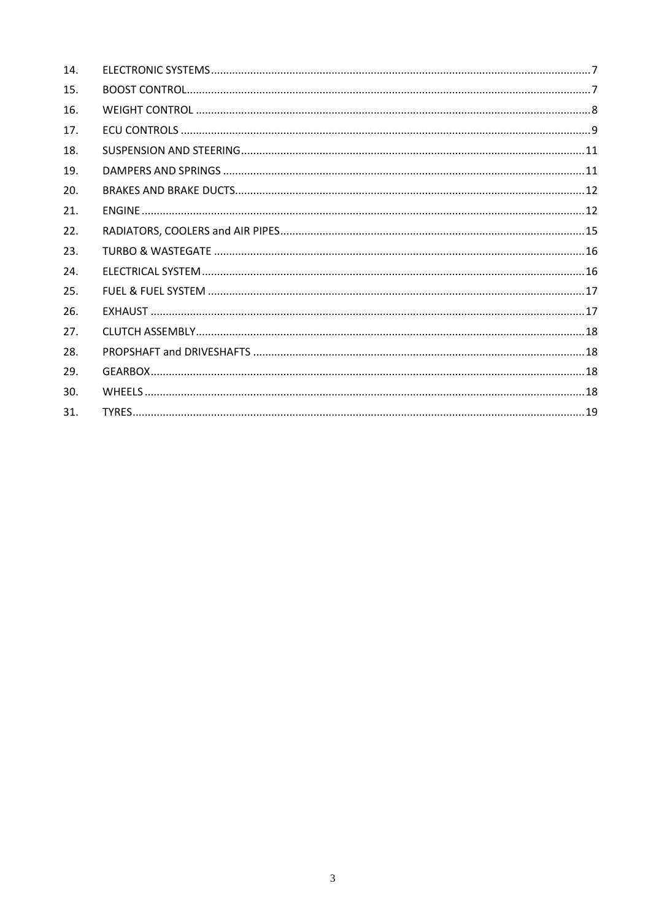| | | |
|---|---|---|
| 14. | ELECTRONIC SYSTEMS | 7 |
| 15. | BOOST CONTROL | 7 |
| 16. | WEIGHT CONTROL | 8 |
| 17. | ECU CONTROLS | 9 |
| 18. | SUSPENSION AND STEERING | 11 |
| 19. | DAMPERS AND SPRINGS | 11 |
| 20. | BRAKES AND BRAKE DUCTS | 12 |
| 21. | ENGINE | 12 |
| 22. | RADIATORS, COOLERS and AIR PIPES | 15 |
| 23. | TURBO & WASTEGATE | 16 |
| 24. | ELECTRICAL SYSTEM | 16 |
| 25. | FUEL & FUEL SYSTEM | 17 |
| 26. | EXHAUST | 17 |
| 27. | CLUTCH ASSEMBLY | 18 |
| 28. | PROPSHAFT and DRIVESHAFTS | 18 |
| 29. | GEARBOX | 18 |
| 30. | WHEELS | 18 |
| 31. | TYRES | 19 |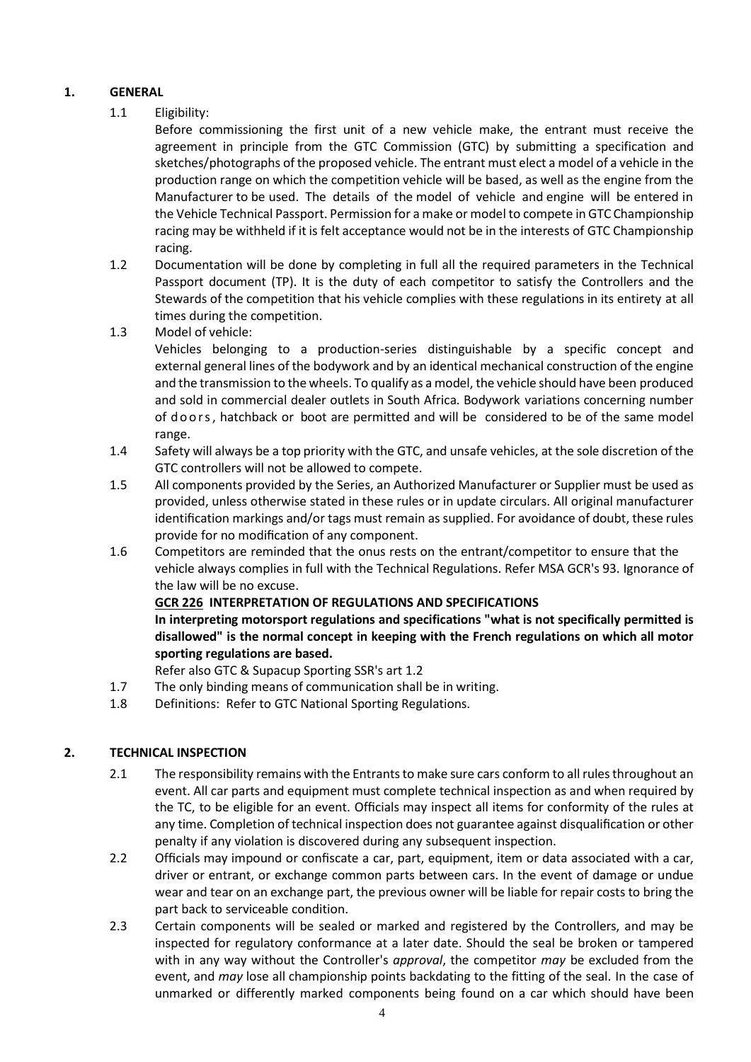## 1. GENERAL

1.1 Eligibility:

Before commissioning the first unit of a new vehicle make, the entrant must receive the agreement in principle from the GTC Commission (GTC) by submitting a specification and sketches/photographs of the proposed vehicle. The entrant must elect a model of a vehicle in the production range on which the competition vehicle will be based, as well as the engine from the Manufacturer to be used. The details of the model of vehicle and engine will be entered in the Vehicle Technical Passport. Permission for a make or model to compete in GTC Championship racing may be withheld if it is felt acceptance would not be in the interests of GTC Championship racing.

1.2 Documentation will be done by completing in full all the required parameters in the Technical Passport document (TP). It is the duty of each competitor to satisfy the Controllers and the Stewards of the competition that his vehicle complies with these regulations in its entirety at all times during the competition.

1.3 Model of vehicle:

Vehicles belonging to a production-series distinguishable by a specific concept and external general lines of the bodywork and by an identical mechanical construction of the engine and the transmission to the wheels. To qualify as a model, the vehicle should have been produced and sold in commercial dealer outlets in South Africa. Bodywork variations concerning number of doors, hatchback or boot are permitted and will be considered to be of the same model range.

1.4 Safety will always be a top priority with the GTC, and unsafe vehicles, at the sole discretion of the GTC controllers will not be allowed to compete.

1.5 All components provided by the Series, an Authorized Manufacturer or Supplier must be used as provided, unless otherwise stated in these rules or in update circulars. All original manufacturer identification markings and/or tags must remain as supplied. For avoidance of doubt, these rules provide for no modification of any component.

1.6 Competitors are reminded that the onus rests on the entrant/competitor to ensure that the vehicle always complies in full with the Technical Regulations. Refer MSA GCR's 93. Ignorance of the law will be no excuse.

**GCR 226 INTERPRETATION OF REGULATIONS AND SPECIFICATIONS**

**In interpreting motorsport regulations and specifications "what is not specifically permitted is disallowed" is the normal concept in keeping with the French regulations on which all motor sporting regulations are based.**

Refer also GTC & Supacup Sporting SSR's art 1.2

1.7 The only binding means of communication shall be in writing.

1.8 Definitions: Refer to GTC National Sporting Regulations.

## 2. TECHNICAL INSPECTION

2.1 The responsibility remains with the Entrants to make sure cars conform to all rules throughout an event. All car parts and equipment must complete technical inspection as and when required by the TC, to be eligible for an event. Officials may inspect all items for conformity of the rules at any time. Completion of technical inspection does not guarantee against disqualification or other penalty if any violation is discovered during any subsequent inspection.

2.2 Officials may impound or confiscate a car, part, equipment, item or data associated with a car, driver or entrant, or exchange common parts between cars. In the event of damage or undue wear and tear on an exchange part, the previous owner will be liable for repair costs to bring the part back to serviceable condition.

2.3 Certain components will be sealed or marked and registered by the Controllers, and may be inspected for regulatory conformance at a later date. Should the seal be broken or tampered with in any way without the Controller's *approval*, the competitor *may* be excluded from the event, and *may* lose all championship points backdating to the fitting of the seal. In the case of unmarked or differently marked components being found on a car which should have been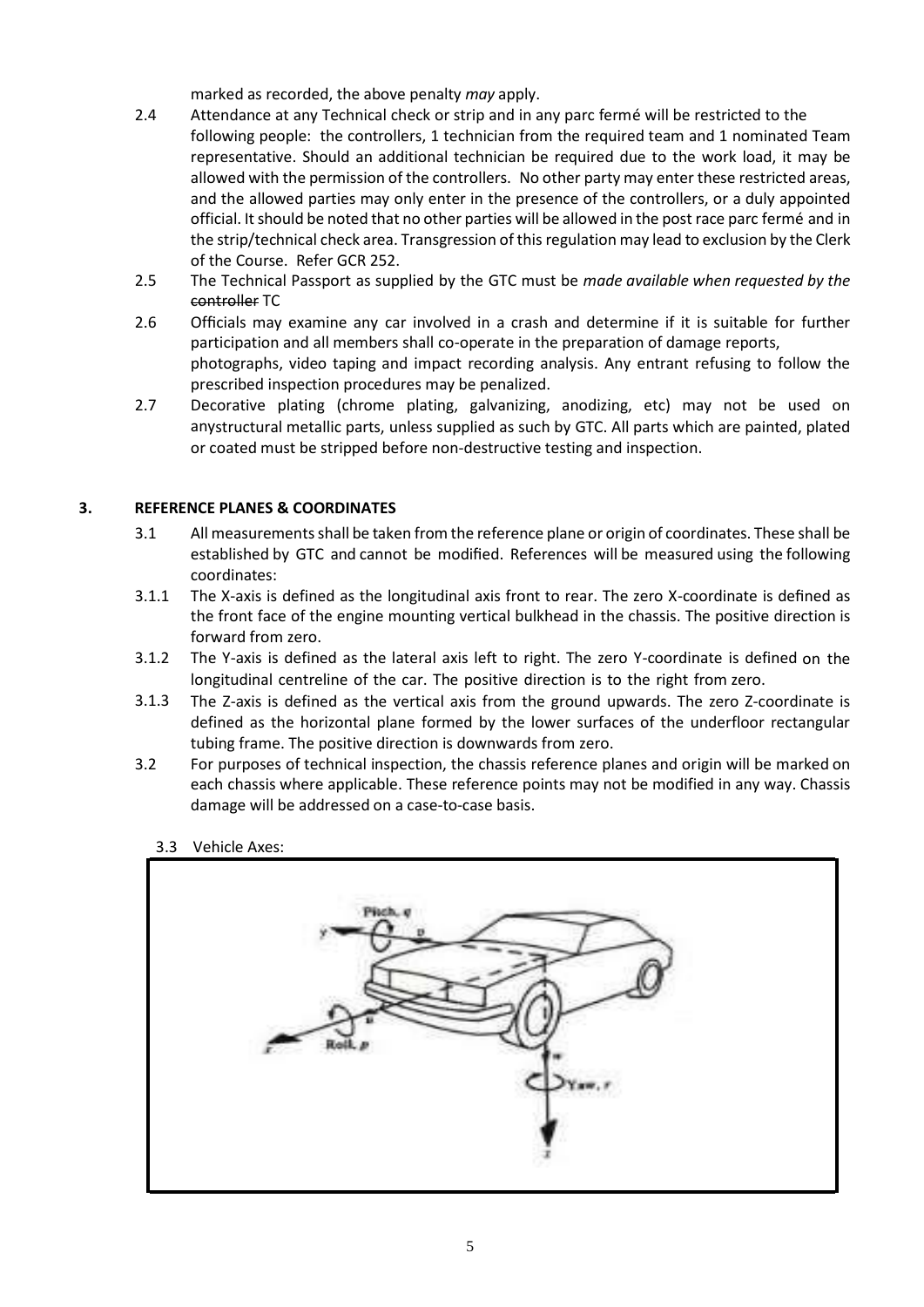marked as recorded, the above penalty *may* apply.

2.4 Attendance at any Technical check or strip and in any parc fermé will be restricted to the following people: the controllers, 1 technician from the required team and 1 nominated Team representative. Should an additional technician be required due to the work load, it may be allowed with the permission of the controllers. No other party may enter these restricted areas, and the allowed parties may only enter in the presence of the controllers, or a duly appointed official. It should be noted that no other parties will be allowed in the post race parc fermé and in the strip/technical check area. Transgression of this regulation may lead to exclusion by the Clerk of the Course. Refer GCR 252.

2.5 The Technical Passport as supplied by the GTC must be *made available when requested by the* ~~controller~~ TC

2.6 Officials may examine any car involved in a crash and determine if it is suitable for further participation and all members shall co-operate in the preparation of damage reports, photographs, video taping and impact recording analysis. Any entrant refusing to follow the prescribed inspection procedures may be penalized.

2.7 Decorative plating (chrome plating, galvanizing, anodizing, etc) may not be used on anystructural metallic parts, unless supplied as such by GTC. All parts which are painted, plated or coated must be stripped before non-destructive testing and inspection.

## 3. REFERENCE PLANES & COORDINATES

3.1 All measurements shall be taken from the reference plane or origin of coordinates. These shall be established by GTC and cannot be modified. References will be measured using the following coordinates:

3.1.1 The X-axis is defined as the longitudinal axis front to rear. The zero X-coordinate is defined as the front face of the engine mounting vertical bulkhead in the chassis. The positive direction is forward from zero.

3.1.2 The Y-axis is defined as the lateral axis left to right. The zero Y-coordinate is defined on the longitudinal centreline of the car. The positive direction is to the right from zero.

3.1.3 The Z-axis is defined as the vertical axis from the ground upwards. The zero Z-coordinate is defined as the horizontal plane formed by the lower surfaces of the underfloor rectangular tubing frame. The positive direction is downwards from zero.

3.2 For purposes of technical inspection, the chassis reference planes and origin will be marked on each chassis where applicable. These reference points may not be modified in any way. Chassis damage will be addressed on a case-to-case basis.

3.3 Vehicle Axes: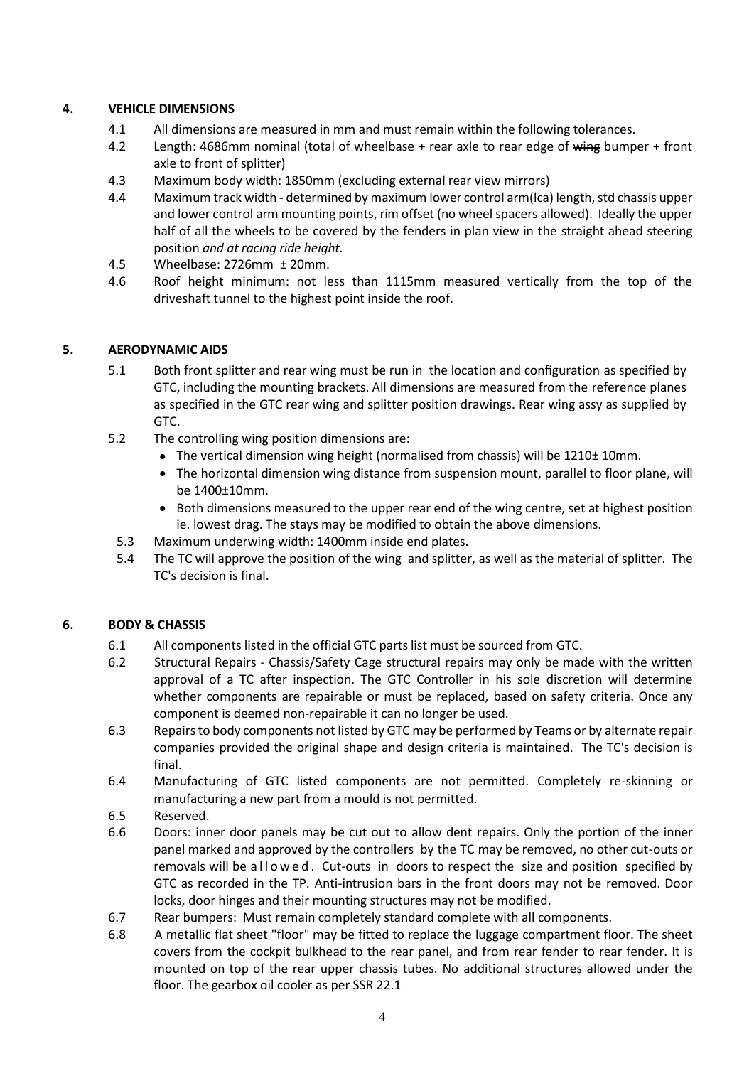## 4. VEHICLE DIMENSIONS

4.1 All dimensions are measured in mm and must remain within the following tolerances.

4.2 Length: 4686mm nominal (total of wheelbase + rear axle to rear edge of ~~wing~~ bumper + front axle to front of splitter)

4.3 Maximum body width: 1850mm (excluding external rear view mirrors)

4.4 Maximum track width - determined by maximum lower control arm(lca) length, std chassis upper and lower control arm mounting points, rim offset (no wheel spacers allowed). Ideally the upper half of all the wheels to be covered by the fenders in plan view in the straight ahead steering position *and at racing ride height.*

4.5 Wheelbase: 2726mm ± 20mm.

4.6 Roof height minimum: not less than 1115mm measured vertically from the top of the driveshaft tunnel to the highest point inside the roof.

## 5. AERODYNAMIC AIDS

5.1 Both front splitter and rear wing must be run in the location and configuration as specified by GTC, including the mounting brackets. All dimensions are measured from the reference planes as specified in the GTC rear wing and splitter position drawings. Rear wing assy as supplied by GTC.

5.2 The controlling wing position dimensions are:

- The vertical dimension wing height (normalised from chassis) will be 1210± 10mm.
- The horizontal dimension wing distance from suspension mount, parallel to floor plane, will be 1400±10mm.
- Both dimensions measured to the upper rear end of the wing centre, set at highest position ie. lowest drag. The stays may be modified to obtain the above dimensions.

5.3 Maximum underwing width: 1400mm inside end plates.

5.4 The TC will approve the position of the wing and splitter, as well as the material of splitter. The TC's decision is final.

## 6. BODY & CHASSIS

6.1 All components listed in the official GTC parts list must be sourced from GTC.

6.2 Structural Repairs - Chassis/Safety Cage structural repairs may only be made with the written approval of a TC after inspection. The GTC Controller in his sole discretion will determine whether components are repairable or must be replaced, based on safety criteria. Once any component is deemed non-repairable it can no longer be used.

6.3 Repairs to body components not listed by GTC may be performed by Teams or by alternate repair companies provided the original shape and design criteria is maintained. The TC's decision is final.

6.4 Manufacturing of GTC listed components are not permitted. Completely re-skinning or manufacturing a new part from a mould is not permitted.

6.5 Reserved.

6.6 Doors: inner door panels may be cut out to allow dent repairs. Only the portion of the inner panel marked ~~and approved by the controllers~~ by the TC may be removed, no other cut-outs or removals will be allowed. Cut-outs in doors to respect the size and position specified by GTC as recorded in the TP. Anti-intrusion bars in the front doors may not be removed. Door locks, door hinges and their mounting structures may not be modified.

6.7 Rear bumpers: Must remain completely standard complete with all components.

6.8 A metallic flat sheet "floor" may be fitted to replace the luggage compartment floor. The sheet covers from the cockpit bulkhead to the rear panel, and from rear fender to rear fender. It is mounted on top of the rear upper chassis tubes. No additional structures allowed under the floor. The gearbox oil cooler as per SSR 22.1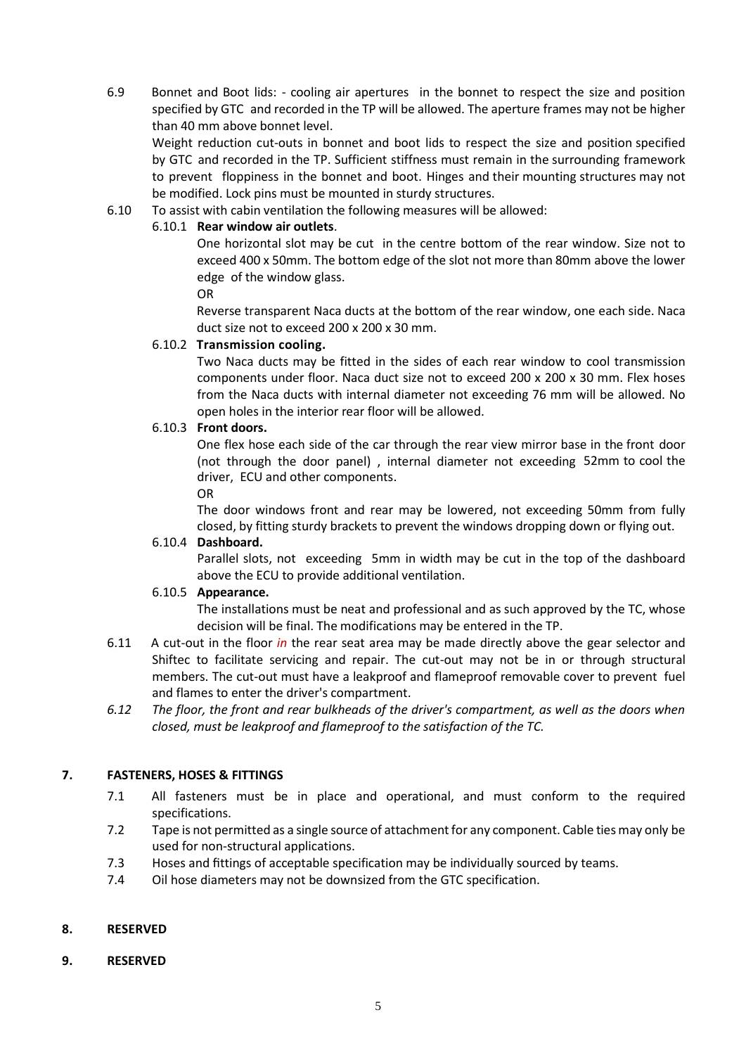6.9 Bonnet and Boot lids: - cooling air apertures in the bonnet to respect the size and position specified by GTC and recorded in the TP will be allowed. The aperture frames may not be higher than 40 mm above bonnet level.

Weight reduction cut-outs in bonnet and boot lids to respect the size and position specified by GTC and recorded in the TP. Sufficient stiffness must remain in the surrounding framework to prevent floppiness in the bonnet and boot. Hinges and their mounting structures may not be modified. Lock pins must be mounted in sturdy structures.

6.10 To assist with cabin ventilation the following measures will be allowed:

6.10.1 **Rear window air outlets**.

One horizontal slot may be cut in the centre bottom of the rear window. Size not to exceed 400 x 50mm. The bottom edge of the slot not more than 80mm above the lower edge of the window glass.

OR

Reverse transparent Naca ducts at the bottom of the rear window, one each side. Naca duct size not to exceed 200 x 200 x 30 mm.

6.10.2 **Transmission cooling.**

Two Naca ducts may be fitted in the sides of each rear window to cool transmission components under floor. Naca duct size not to exceed 200 x 200 x 30 mm. Flex hoses from the Naca ducts with internal diameter not exceeding 76 mm will be allowed. No open holes in the interior rear floor will be allowed.

6.10.3 **Front doors.**

One flex hose each side of the car through the rear view mirror base in the front door (not through the door panel) , internal diameter not exceeding 52mm to cool the driver, ECU and other components.

OR

The door windows front and rear may be lowered, not exceeding 50mm from fully closed, by fitting sturdy brackets to prevent the windows dropping down or flying out.

6.10.4 **Dashboard.**

Parallel slots, not exceeding 5mm in width may be cut in the top of the dashboard above the ECU to provide additional ventilation.

6.10.5 **Appearance.**

The installations must be neat and professional and as such approved by the TC, whose decision will be final. The modifications may be entered in the TP.

6.11 A cut-out in the floor *in* the rear seat area may be made directly above the gear selector and Shiftec to facilitate servicing and repair. The cut-out may not be in or through structural members. The cut-out must have a leakproof and flameproof removable cover to prevent fuel and flames to enter the driver's compartment.

*6.12 The floor, the front and rear bulkheads of the driver's compartment, as well as the doors when closed, must be leakproof and flameproof to the satisfaction of the TC.*

## 7. FASTENERS, HOSES & FITTINGS

7.1 All fasteners must be in place and operational, and must conform to the required specifications.

7.2 Tape is not permitted as a single source of attachment for any component. Cable ties may only be used for non-structural applications.

7.3 Hoses and fittings of acceptable specification may be individually sourced by teams.

7.4 Oil hose diameters may not be downsized from the GTC specification.

## 8. RESERVED

## 9. RESERVED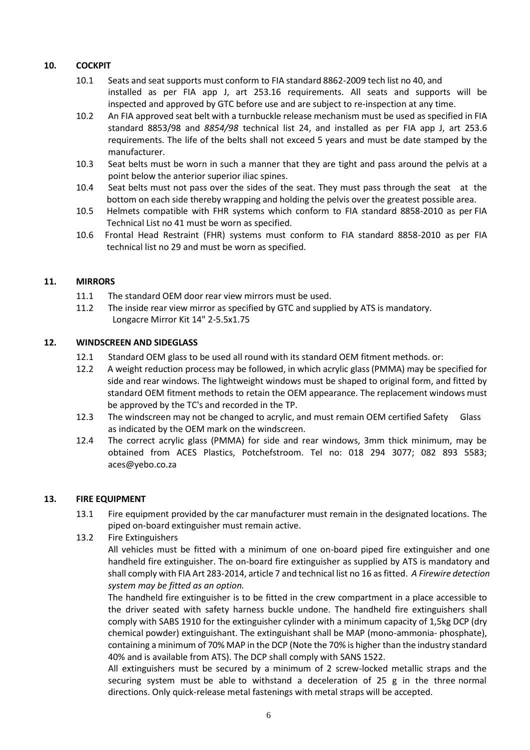## 10. COCKPIT

10.1 Seats and seat supports must conform to FIA standard 8862-2009 tech list no 40, and installed as per FIA app J, art 253.16 requirements. All seats and supports will be inspected and approved by GTC before use and are subject to re-inspection at any time.

10.2 An FIA approved seat belt with a turnbuckle release mechanism must be used as specified in FIA standard 8853/98 and *8854/98* technical list 24, and installed as per FIA app J, art 253.6 requirements. The life of the belts shall not exceed 5 years and must be date stamped by the manufacturer.

10.3 Seat belts must be worn in such a manner that they are tight and pass around the pelvis at a point below the anterior superior iliac spines.

10.4 Seat belts must not pass over the sides of the seat. They must pass through the seat at the bottom on each side thereby wrapping and holding the pelvis over the greatest possible area.

10.5 Helmets compatible with FHR systems which conform to FIA standard 8858-2010 as per FIA Technical List no 41 must be worn as specified.

10.6 Frontal Head Restraint (FHR) systems must conform to FIA standard 8858-2010 as per FIA technical list no 29 and must be worn as specified.

## 11. MIRRORS

11.1 The standard OEM door rear view mirrors must be used.

11.2 The inside rear view mirror as specified by GTC and supplied by ATS is mandatory. Longacre Mirror Kit 14" 2-5.5x1.75

## 12. WINDSCREEN AND SIDEGLASS

12.1 Standard OEM glass to be used all round with its standard OEM fitment methods. or:

12.2 A weight reduction process may be followed, in which acrylic glass (PMMA) may be specified for side and rear windows. The lightweight windows must be shaped to original form, and fitted by standard OEM fitment methods to retain the OEM appearance. The replacement windows must be approved by the TC's and recorded in the TP.

12.3 The windscreen may not be changed to acrylic, and must remain OEM certified Safety Glass as indicated by the OEM mark on the windscreen.

12.4 The correct acrylic glass (PMMA) for side and rear windows, 3mm thick minimum, may be obtained from ACES Plastics, Potchefstroom. Tel no: 018 294 3077; 082 893 5583; aces@yebo.co.za

## 13. FIRE EQUIPMENT

13.1 Fire equipment provided by the car manufacturer must remain in the designated locations. The piped on-board extinguisher must remain active.

13.2 Fire Extinguishers

All vehicles must be fitted with a minimum of one on-board piped fire extinguisher and one handheld fire extinguisher. The on-board fire extinguisher as supplied by ATS is mandatory and shall comply with FIA Art 283-2014, article 7 and technical list no 16 as fitted. *A Firewire detection system may be fitted as an option.*

The handheld fire extinguisher is to be fitted in the crew compartment in a place accessible to the driver seated with safety harness buckle undone. The handheld fire extinguishers shall comply with SABS 1910 for the extinguisher cylinder with a minimum capacity of 1,5kg DCP (dry chemical powder) extinguishant. The extinguishant shall be MAP (mono-ammonia- phosphate), containing a minimum of 70% MAP in the DCP (Note the 70% is higher than the industry standard 40% and is available from ATS). The DCP shall comply with SANS 1522.

All extinguishers must be secured by a minimum of 2 screw-locked metallic straps and the securing system must be able to withstand a deceleration of 25 g in the three normal directions. Only quick-release metal fastenings with metal straps will be accepted.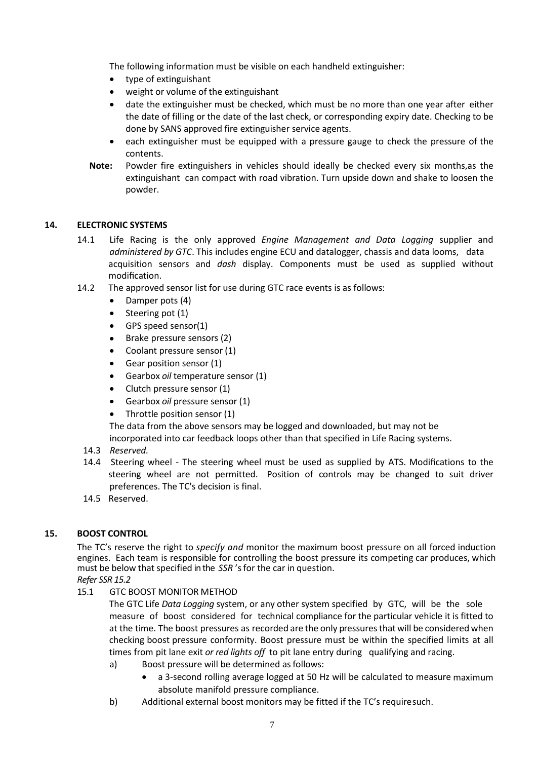The following information must be visible on each handheld extinguisher:

- type of extinguishant
- weight or volume of the extinguishant
- date the extinguisher must be checked, which must be no more than one year after either the date of filling or the date of the last check, or corresponding expiry date. Checking to be done by SANS approved fire extinguisher service agents.
- each extinguisher must be equipped with a pressure gauge to check the pressure of the contents.

**Note:** Powder fire extinguishers in vehicles should ideally be checked every six months,as the extinguishant can compact with road vibration. Turn upside down and shake to loosen the powder.

## 14. ELECTRONIC SYSTEMS

14.1 Life Racing is the only approved *Engine Management and Data Logging* supplier and *administered by GTC*. This includes engine ECU and datalogger, chassis and data looms, data acquisition sensors and *dash* display. Components must be used as supplied without modification.

14.2 The approved sensor list for use during GTC race events is as follows:

- Damper pots (4)
- Steering pot (1)
- GPS speed sensor(1)
- Brake pressure sensors (2)
- Coolant pressure sensor (1)
- Gear position sensor (1)
- Gearbox *oil* temperature sensor (1)
- Clutch pressure sensor (1)
- Gearbox *oil* pressure sensor (1)
- Throttle position sensor (1)

The data from the above sensors may be logged and downloaded, but may not be incorporated into car feedback loops other than that specified in Life Racing systems.

14.3 *Reserved.*

14.4 Steering wheel - The steering wheel must be used as supplied by ATS. Modifications to the steering wheel are not permitted. Position of controls may be changed to suit driver preferences. The TC's decision is final.

14.5 Reserved.

## 15. BOOST CONTROL

The TC's reserve the right to *specify and* monitor the maximum boost pressure on all forced induction engines. Each team is responsible for controlling the boost pressure its competing car produces, which must be below that specified in the *SSR*'s for the car in question.

*Refer SSR 15.2*

15.1 GTC BOOST MONITOR METHOD

The GTC Life *Data Logging* system, or any other system specified by GTC, will be the sole measure of boost considered for technical compliance for the particular vehicle it is fitted to at the time. The boost pressures as recorded are the only pressures that will be considered when checking boost pressure conformity. Boost pressure must be within the specified limits at all times from pit lane exit *or red lights off* to pit lane entry during qualifying and racing.

a) Boost pressure will be determined as follows:
   - a 3-second rolling average logged at 50 Hz will be calculated to measure maximum absolute manifold pressure compliance.

b) Additional external boost monitors may be fitted if the TC's require such.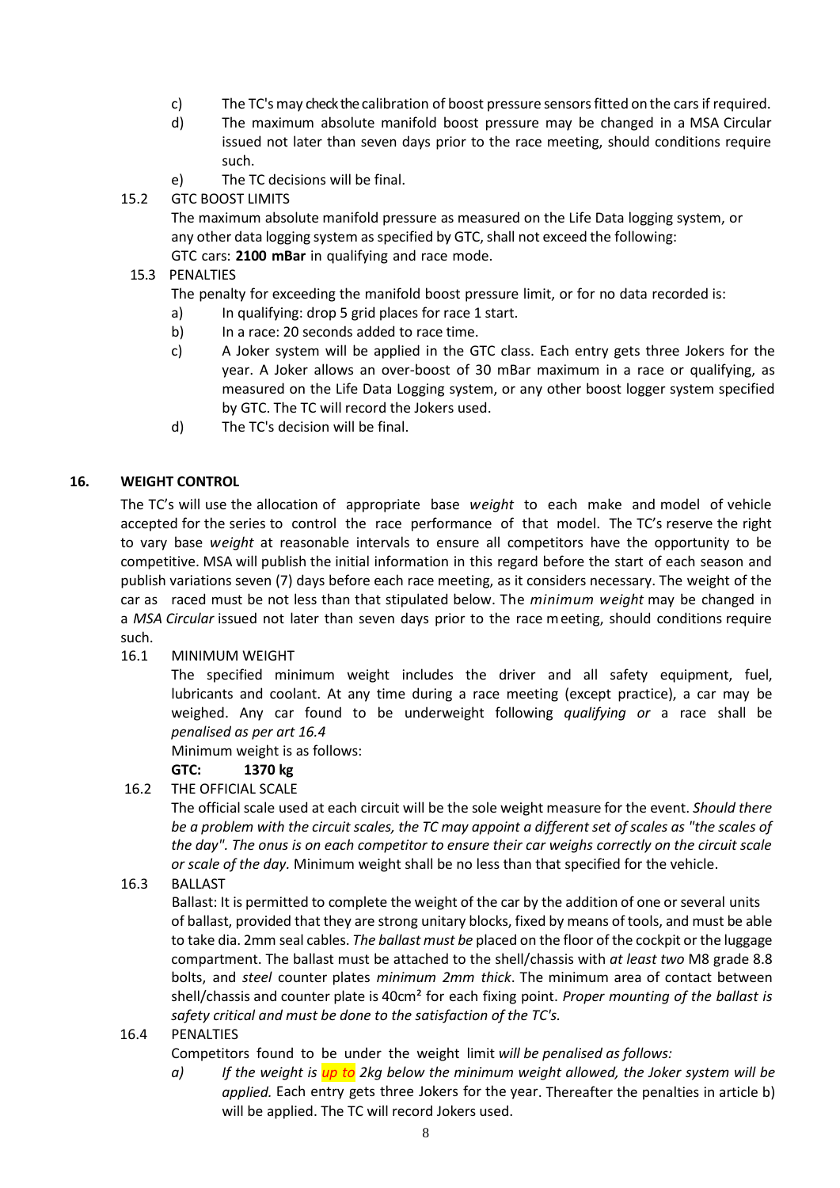c) The TC's may check the calibration of boost pressure sensors fitted on the cars if required.

d) The maximum absolute manifold boost pressure may be changed in a MSA Circular issued not later than seven days prior to the race meeting, should conditions require such.

e) The TC decisions will be final.

15.2 GTC BOOST LIMITS

The maximum absolute manifold pressure as measured on the Life Data logging system, or any other data logging system as specified by GTC, shall not exceed the following:

GTC cars: **2100 mBar** in qualifying and race mode.

15.3 PENALTIES

The penalty for exceeding the manifold boost pressure limit, or for no data recorded is:

a) In qualifying: drop 5 grid places for race 1 start.

b) In a race: 20 seconds added to race time.

c) A Joker system will be applied in the GTC class. Each entry gets three Jokers for the year. A Joker allows an over-boost of 30 mBar maximum in a race or qualifying, as measured on the Life Data Logging system, or any other boost logger system specified by GTC. The TC will record the Jokers used.

d) The TC's decision will be final.

## 16. WEIGHT CONTROL

The TC's will use the allocation of appropriate base *weight* to each make and model of vehicle accepted for the series to control the race performance of that model. The TC's reserve the right to vary base *weight* at reasonable intervals to ensure all competitors have the opportunity to be competitive. MSA will publish the initial information in this regard before the start of each season and publish variations seven (7) days before each race meeting, as it considers necessary. The weight of the car as raced must be not less than that stipulated below. The *minimum weight* may be changed in a *MSA Circular* issued not later than seven days prior to the race meeting, should conditions require such.

16.1 MINIMUM WEIGHT

The specified minimum weight includes the driver and all safety equipment, fuel, lubricants and coolant. At any time during a race meeting (except practice), a car may be weighed. Any car found to be underweight following *qualifying or* a race shall be *penalised as per art 16.4*

Minimum weight is as follows:

**GTC: 1370 kg**

16.2 THE OFFICIAL SCALE

The official scale used at each circuit will be the sole weight measure for the event. *Should there be a problem with the circuit scales, the TC may appoint a different set of scales as "the scales of the day". The onus is on each competitor to ensure their car weighs correctly on the circuit scale or scale of the day.* Minimum weight shall be no less than that specified for the vehicle.

16.3 BALLAST

Ballast: It is permitted to complete the weight of the car by the addition of one or several units of ballast, provided that they are strong unitary blocks, fixed by means of tools, and must be able to take dia. 2mm seal cables. *The ballast must be* placed on the floor of the cockpit or the luggage compartment. The ballast must be attached to the shell/chassis with *at least two* M8 grade 8.8 bolts, and *steel* counter plates *minimum 2mm thick*. The minimum area of contact between shell/chassis and counter plate is 40cm² for each fixing point. *Proper mounting of the ballast is safety critical and must be done to the satisfaction of the TC's.*

16.4 PENALTIES

Competitors found to be under the weight limit *will be penalised as follows:*

*a) If the weight is up to 2kg below the minimum weight allowed, the Joker system will be applied.* Each entry gets three Jokers for the year. Thereafter the penalties in article b) will be applied. The TC will record Jokers used.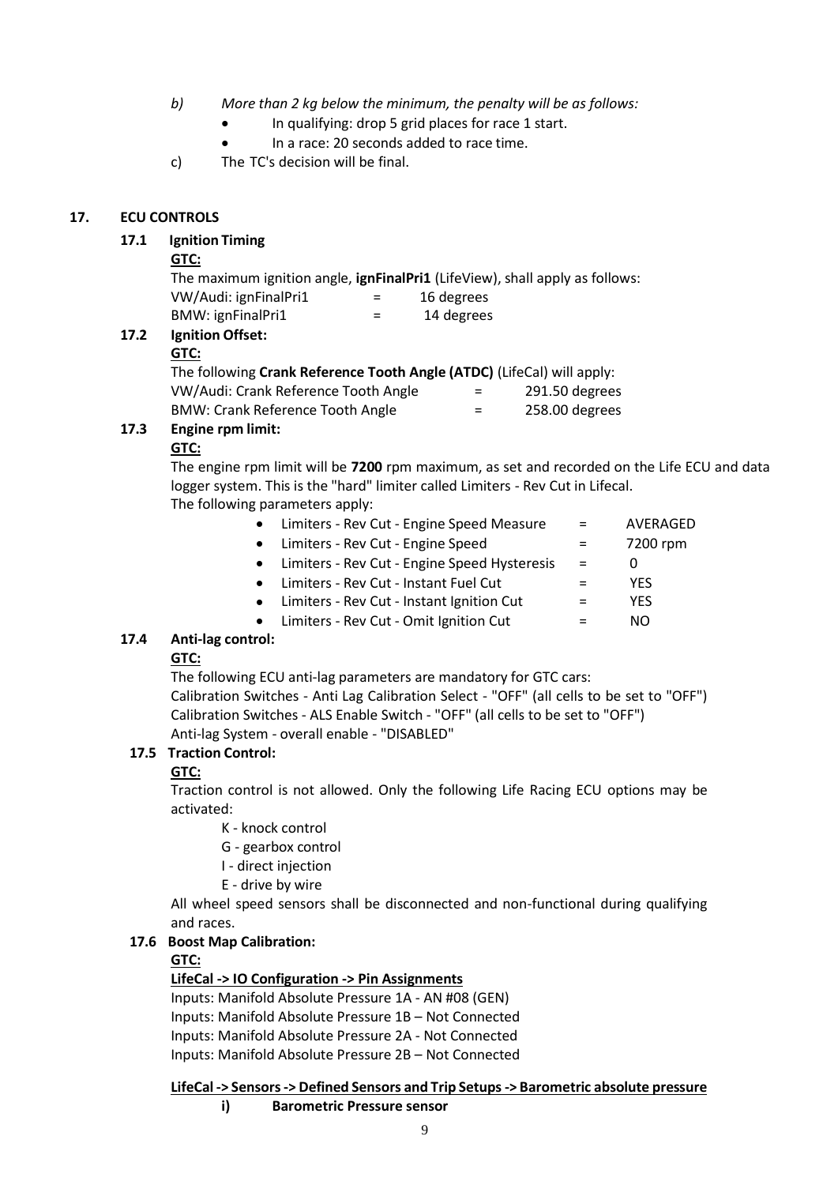*b) More than 2 kg below the minimum, the penalty will be as follows:*

- In qualifying: drop 5 grid places for race 1 start.
- In a race: 20 seconds added to race time.

c) The TC's decision will be final.

## 17. ECU CONTROLS

### 17.1 Ignition Timing

**GTC:**

The maximum ignition angle, **ignFinalPri1** (LifeView), shall apply as follows:

| | | |
|---|---|---|
| VW/Audi: ignFinalPri1 | = | 16 degrees |
| BMW: ignFinalPri1 | = | 14 degrees |

### 17.2 Ignition Offset:

**GTC:**

The following **Crank Reference Tooth Angle (ATDC)** (LifeCal) will apply:

| | | |
|---|---|---|
| VW/Audi: Crank Reference Tooth Angle | = | 291.50 degrees |
| BMW: Crank Reference Tooth Angle | = | 258.00 degrees |

### 17.3 Engine rpm limit:

**GTC:**

The engine rpm limit will be **7200** rpm maximum, as set and recorded on the Life ECU and data logger system. This is the "hard" limiter called Limiters - Rev Cut in Lifecal.

The following parameters apply:

- Limiters - Rev Cut - Engine Speed Measure = AVERAGED
- Limiters - Rev Cut - Engine Speed = 7200 rpm
- Limiters - Rev Cut - Engine Speed Hysteresis = 0
- Limiters - Rev Cut - Instant Fuel Cut = YES
- Limiters - Rev Cut - Instant Ignition Cut = YES
- Limiters - Rev Cut - Omit Ignition Cut = NO

### 17.4 Anti-lag control:

**GTC:**

The following ECU anti-lag parameters are mandatory for GTC cars:

Calibration Switches - Anti Lag Calibration Select - "OFF" (all cells to be set to "OFF")

Calibration Switches - ALS Enable Switch - "OFF" (all cells to be set to "OFF")

Anti-lag System - overall enable - "DISABLED"

### 17.5 Traction Control:

**GTC:**

Traction control is not allowed. Only the following Life Racing ECU options may be activated:

K - knock control

G - gearbox control

I - direct injection

E - drive by wire

All wheel speed sensors shall be disconnected and non-functional during qualifying and races.

### 17.6 Boost Map Calibration:

**GTC:**

**LifeCal -> IO Configuration -> Pin Assignments**

Inputs: Manifold Absolute Pressure 1A - AN #08 (GEN)

Inputs: Manifold Absolute Pressure 1B – Not Connected

Inputs: Manifold Absolute Pressure 2A - Not Connected

Inputs: Manifold Absolute Pressure 2B – Not Connected

**LifeCal -> Sensors -> Defined Sensors and Trip Setups -> Barometric absolute pressure**

**i) Barometric Pressure sensor**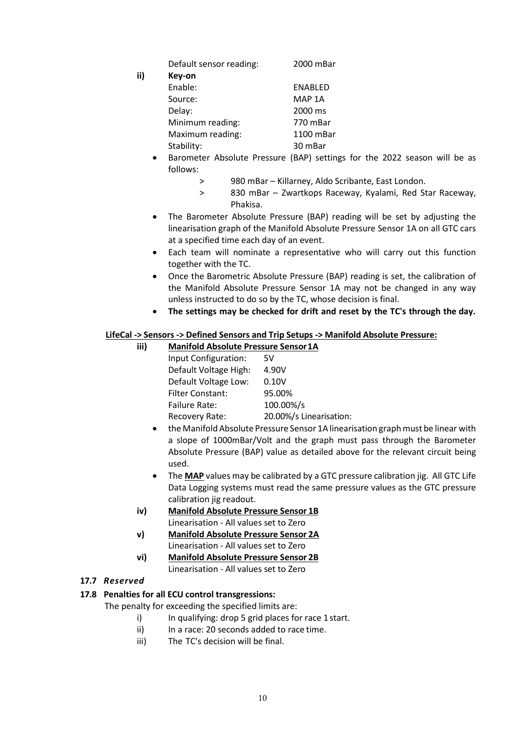Default sensor reading: 2000 mBar

**ii) Key-on**

| | |
|---|---|
| Enable: | ENABLED |
| Source: | MAP 1A |
| Delay: | 2000 ms |
| Minimum reading: | 770 mBar |
| Maximum reading: | 1100 mBar |
| Stability: | 30 mBar |

- Barometer Absolute Pressure (BAP) settings for the 2022 season will be as follows:
  - > 980 mBar – Killarney, Aldo Scribante, East London.
  - > 830 mBar – Zwartkops Raceway, Kyalami, Red Star Raceway, Phakisa.
- The Barometer Absolute Pressure (BAP) reading will be set by adjusting the linearisation graph of the Manifold Absolute Pressure Sensor 1A on all GTC cars at a specified time each day of an event.
- Each team will nominate a representative who will carry out this function together with the TC.
- Once the Barometric Absolute Pressure (BAP) reading is set, the calibration of the Manifold Absolute Pressure Sensor 1A may not be changed in any way unless instructed to do so by the TC, whose decision is final.
- **The settings may be checked for drift and reset by the TC's through the day.**

**<u>LifeCal -> Sensors -> Defined Sensors and Trip Setups -> Manifold Absolute Pressure:</u>**

**iii) <u>Manifold Absolute Pressure Sensor 1A</u>**

| | |
|---|---|
| Input Configuration: | 5V |
| Default Voltage High: | 4.90V |
| Default Voltage Low: | 0.10V |
| Filter Constant: | 95.00% |
| Failure Rate: | 100.00%/s |
| Recovery Rate: | 20.00%/s Linearisation: |

- the Manifold Absolute Pressure Sensor 1A linearisation graph must be linear with a slope of 1000mBar/Volt and the graph must pass through the Barometer Absolute Pressure (BAP) value as detailed above for the relevant circuit being used.
- The **<u>MAP</u>** values may be calibrated by a GTC pressure calibration jig. All GTC Life Data Logging systems must read the same pressure values as the GTC pressure calibration jig readout.

**iv) <u>Manifold Absolute Pressure Sensor 1B</u>**

Linearisation - All values set to Zero

**v) <u>Manifold Absolute Pressure Sensor 2A</u>**

Linearisation - All values set to Zero

**vi) <u>Manifold Absolute Pressure Sensor 2B</u>**

Linearisation - All values set to Zero

### 17.7 *Reserved*

### 17.8 Penalties for all ECU control transgressions:

The penalty for exceeding the specified limits are:

i) In qualifying: drop 5 grid places for race 1 start.

ii) In a race: 20 seconds added to race time.

iii) The TC's decision will be final.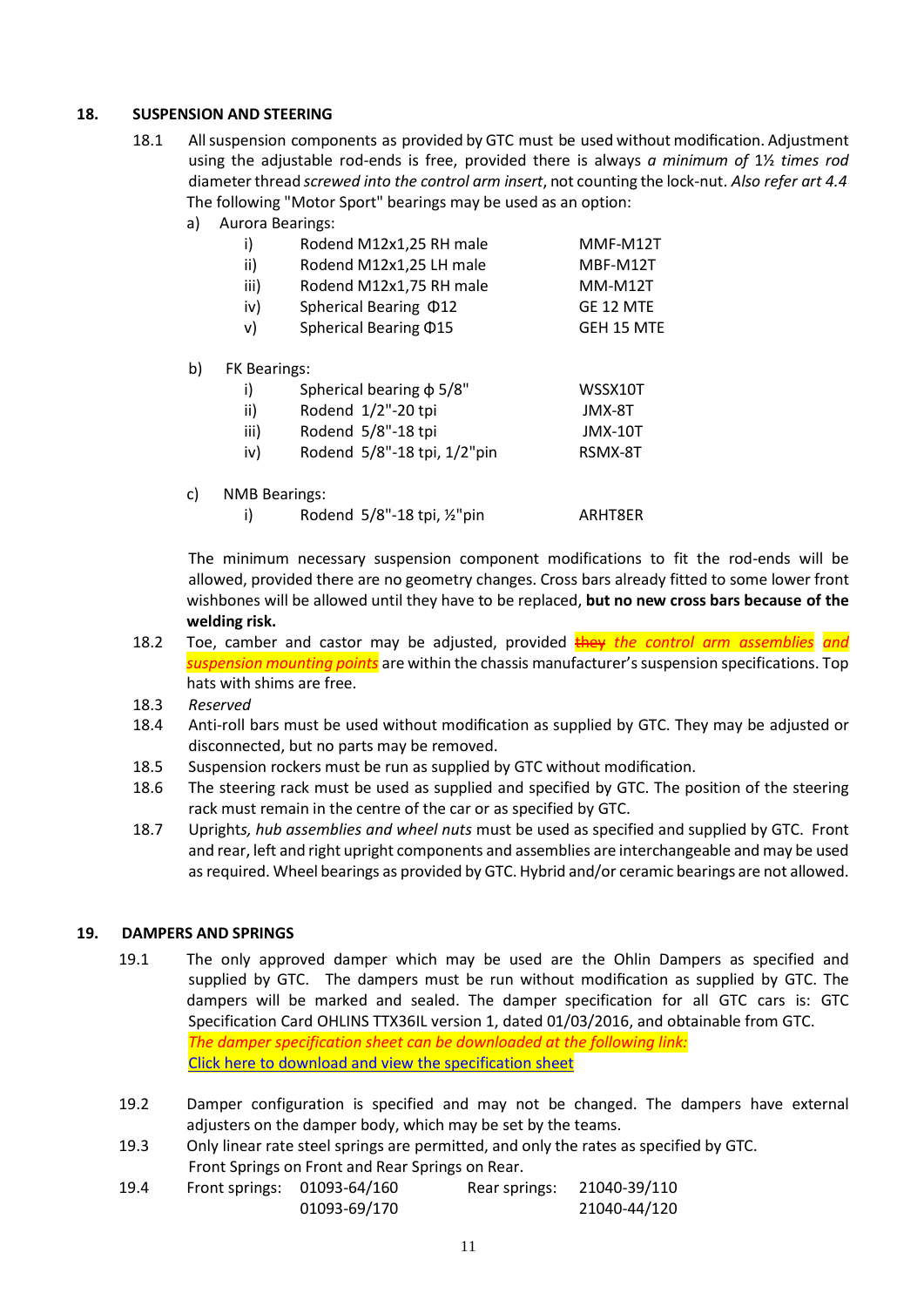## 18. SUSPENSION AND STEERING

18.1 All suspension components as provided by GTC must be used without modification. Adjustment using the adjustable rod-ends is free, provided there is always *a minimum of* 1½ *times rod* diameter thread *screwed into the control arm insert*, not counting the lock-nut. *Also refer art 4.4* The following "Motor Sport" bearings may be used as an option:

a) Aurora Bearings:

| | | |
|---|---|---|
| i) | Rodend M12x1,25 RH male | MMF-M12T |
| ii) | Rodend M12x1,25 LH male | MBF-M12T |
| iii) | Rodend M12x1,75 RH male | MM-M12T |
| iv) | Spherical Bearing Φ12 | GE 12 MTE |
| v) | Spherical Bearing Φ15 | GEH 15 MTE |

b) FK Bearings:

| | | |
|---|---|---|
| i) | Spherical bearing ϕ 5/8" | WSSX10T |
| ii) | Rodend 1/2"-20 tpi | JMX-8T |
| iii) | Rodend 5/8"-18 tpi | JMX-10T |
| iv) | Rodend 5/8"-18 tpi, 1/2"pin | RSMX-8T |

c) NMB Bearings:

| | | |
|---|---|---|
| i) | Rodend 5/8"-18 tpi, ½"pin | ARHT8ER |

The minimum necessary suspension component modifications to fit the rod-ends will be allowed, provided there are no geometry changes. Cross bars already fitted to some lower front wishbones will be allowed until they have to be replaced, **but no new cross bars because of the welding risk.**

18.2 Toe, camber and castor may be adjusted, provided ~~they~~ *the control arm assemblies* and *suspension mounting points* are within the chassis manufacturer's suspension specifications. Top hats with shims are free.

18.3 *Reserved*

18.4 Anti-roll bars must be used without modification as supplied by GTC. They may be adjusted or disconnected, but no parts may be removed.

18.5 Suspension rockers must be run as supplied by GTC without modification.

18.6 The steering rack must be used as supplied and specified by GTC. The position of the steering rack must remain in the centre of the car or as specified by GTC.

18.7 Uprights*, hub assemblies and wheel nuts* must be used as specified and supplied by GTC. Front and rear, left and right upright components and assemblies are interchangeable and may be used as required. Wheel bearings as provided by GTC. Hybrid and/or ceramic bearings are not allowed.

## 19. DAMPERS AND SPRINGS

19.1 The only approved damper which may be used are the Ohlin Dampers as specified and supplied by GTC. The dampers must be run without modification as supplied by GTC. The dampers will be marked and sealed. The damper specification for all GTC cars is: GTC Specification Card OHLINS TTX36IL version 1, dated 01/03/2016, and obtainable from GTC.
*The damper specification sheet can be downloaded at the following link:*
Click here to download and view the specification sheet

19.2 Damper configuration is specified and may not be changed. The dampers have external adjusters on the damper body, which may be set by the teams.

19.3 Only linear rate steel springs are permitted, and only the rates as specified by GTC. Front Springs on Front and Rear Springs on Rear.

19.4

| Front springs: | | Rear springs: | |
|---|---|---|---|
| | 01093-64/160 | | 21040-39/110 |
| | 01093-69/170 | | 21040-44/120 |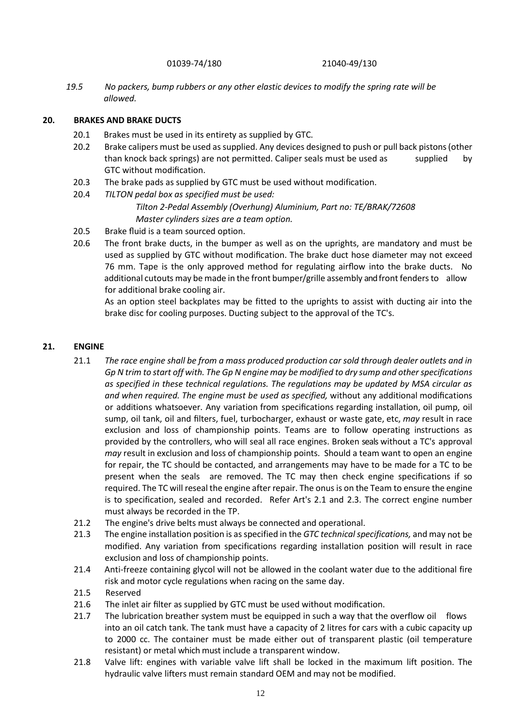01039-74/180 21040-49/130

*19.5 No packers, bump rubbers or any other elastic devices to modify the spring rate will be allowed.*

## 20. BRAKES AND BRAKE DUCTS

20.1 Brakes must be used in its entirety as supplied by GTC.

20.2 Brake calipers must be used as supplied. Any devices designed to push or pull back pistons (other than knock back springs) are not permitted. Caliper seals must be used as supplied by GTC without modification.

20.3 The brake pads as supplied by GTC must be used without modification.

20.4 *TILTON pedal box as specified must be used:*

*Tilton 2-Pedal Assembly (Overhung) Aluminium, Part no: TE/BRAK/72608*
*Master cylinders sizes are a team option.*

20.5 Brake fluid is a team sourced option.

20.6 The front brake ducts, in the bumper as well as on the uprights, are mandatory and must be used as supplied by GTC without modification. The brake duct hose diameter may not exceed 76 mm. Tape is the only approved method for regulating airflow into the brake ducts. No additional cutouts may be made in the front bumper/grille assembly and front fenders to allow for additional brake cooling air.

As an option steel backplates may be fitted to the uprights to assist with ducting air into the brake disc for cooling purposes. Ducting subject to the approval of the TC's.

## 21. ENGINE

21.1 *The race engine shall be from a mass produced production car sold through dealer outlets and in Gp N trim to start off with. The Gp N engine may be modified to dry sump and other specifications as specified in these technical regulations. The regulations may be updated by MSA circular as and when required. The engine must be used as specified,* without any additional modifications or additions whatsoever. Any variation from specifications regarding installation, oil pump, oil sump, oil tank, oil and filters, fuel, turbocharger, exhaust or waste gate, etc, *may* result in race exclusion and loss of championship points. Teams are to follow operating instructions as provided by the controllers, who will seal all race engines. Broken seals without a TC's approval *may* result in exclusion and loss of championship points. Should a team want to open an engine for repair, the TC should be contacted, and arrangements may have to be made for a TC to be present when the seals are removed. The TC may then check engine specifications if so required. The TC will reseal the engine after repair. The onus is on the Team to ensure the engine is to specification, sealed and recorded. Refer Art's 2.1 and 2.3. The correct engine number must always be recorded in the TP.

21.2 The engine's drive belts must always be connected and operational.

21.3 The engine installation position is as specified in the *GTC technical specifications,* and may not be modified. Any variation from specifications regarding installation position will result in race exclusion and loss of championship points.

21.4 Anti-freeze containing glycol will not be allowed in the coolant water due to the additional fire risk and motor cycle regulations when racing on the same day.

21.5 Reserved

21.6 The inlet air filter as supplied by GTC must be used without modification.

21.7 The lubrication breather system must be equipped in such a way that the overflow oil flows into an oil catch tank. The tank must have a capacity of 2 litres for cars with a cubic capacity up to 2000 cc. The container must be made either out of transparent plastic (oil temperature resistant) or metal which must include a transparent window.

21.8 Valve lift: engines with variable valve lift shall be locked in the maximum lift position. The hydraulic valve lifters must remain standard OEM and may not be modified.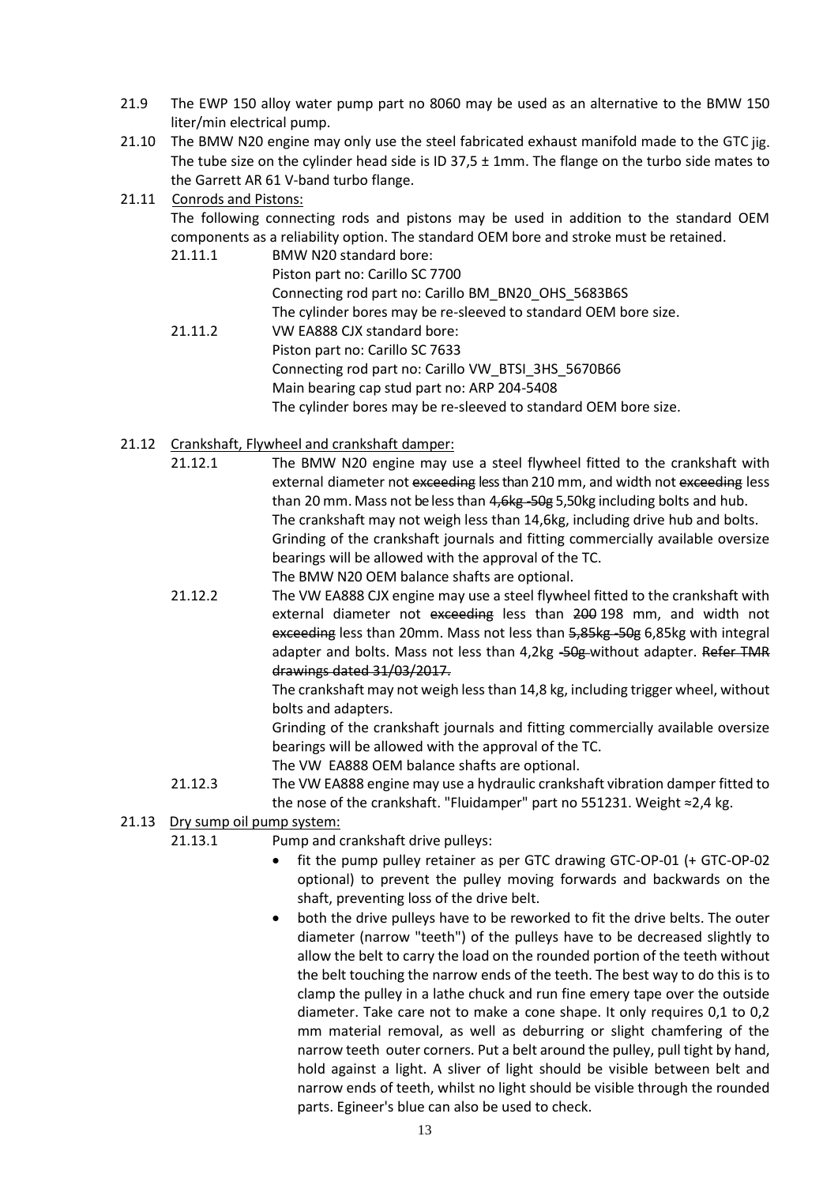21.9 The EWP 150 alloy water pump part no 8060 may be used as an alternative to the BMW 150 liter/min electrical pump.

21.10 The BMW N20 engine may only use the steel fabricated exhaust manifold made to the GTC jig. The tube size on the cylinder head side is ID 37,5 ± 1mm. The flange on the turbo side mates to the Garrett AR 61 V-band turbo flange.

21.11 Conrods and Pistons:

The following connecting rods and pistons may be used in addition to the standard OEM components as a reliability option. The standard OEM bore and stroke must be retained.

- 21.11.1 BMW N20 standard bore:
  Piston part no: Carillo SC 7700
  Connecting rod part no: Carillo BM_BN20_OHS_5683B6S
  The cylinder bores may be re-sleeved to standard OEM bore size.
- 21.11.2 VW EA888 CJX standard bore:
  Piston part no: Carillo SC 7633
  Connecting rod part no: Carillo VW_BTSI_3HS_5670B66
  Main bearing cap stud part no: ARP 204-5408
  The cylinder bores may be re-sleeved to standard OEM bore size.

21.12 Crankshaft, Flywheel and crankshaft damper:

- 21.12.1 The BMW N20 engine may use a steel flywheel fitted to the crankshaft with external diameter not ~~exceeding~~ less than 210 mm, and width not ~~exceeding~~ less than 20 mm. Mass not be less than ~~4,6kg -50g~~ 5,50kg including bolts and hub.
  The crankshaft may not weigh less than 14,6kg, including drive hub and bolts.
  Grinding of the crankshaft journals and fitting commercially available oversize bearings will be allowed with the approval of the TC.
  The BMW N20 OEM balance shafts are optional.
- 21.12.2 The VW EA888 CJX engine may use a steel flywheel fitted to the crankshaft with external diameter not ~~exceeding~~ less than ~~200~~ 198 mm, and width not ~~exceeding~~ less than 20mm. Mass not less than ~~5,85kg -50g~~ 6,85kg with integral adapter and bolts. Mass not less than 4,2kg ~~-50g~~ without adapter. ~~Refer TMR drawings dated 31/03/2017.~~
  The crankshaft may not weigh less than 14,8 kg, including trigger wheel, without bolts and adapters.
  Grinding of the crankshaft journals and fitting commercially available oversize bearings will be allowed with the approval of the TC.
  The VW EA888 OEM balance shafts are optional.
- 21.12.3 The VW EA888 engine may use a hydraulic crankshaft vibration damper fitted to the nose of the crankshaft. "Fluidamper" part no 551231. Weight ≈2,4 kg.

21.13 Dry sump oil pump system:

- 21.13.1 Pump and crankshaft drive pulleys:
  - fit the pump pulley retainer as per GTC drawing GTC-OP-01 (+ GTC-OP-02 optional) to prevent the pulley moving forwards and backwards on the shaft, preventing loss of the drive belt.
  - both the drive pulleys have to be reworked to fit the drive belts. The outer diameter (narrow "teeth") of the pulleys have to be decreased slightly to allow the belt to carry the load on the rounded portion of the teeth without the belt touching the narrow ends of the teeth. The best way to do this is to clamp the pulley in a lathe chuck and run fine emery tape over the outside diameter. Take care not to make a cone shape. It only requires 0,1 to 0,2 mm material removal, as well as deburring or slight chamfering of the narrow teeth outer corners. Put a belt around the pulley, pull tight by hand, hold against a light. A sliver of light should be visible between belt and narrow ends of teeth, whilst no light should be visible through the rounded parts. Egineer's blue can also be used to check.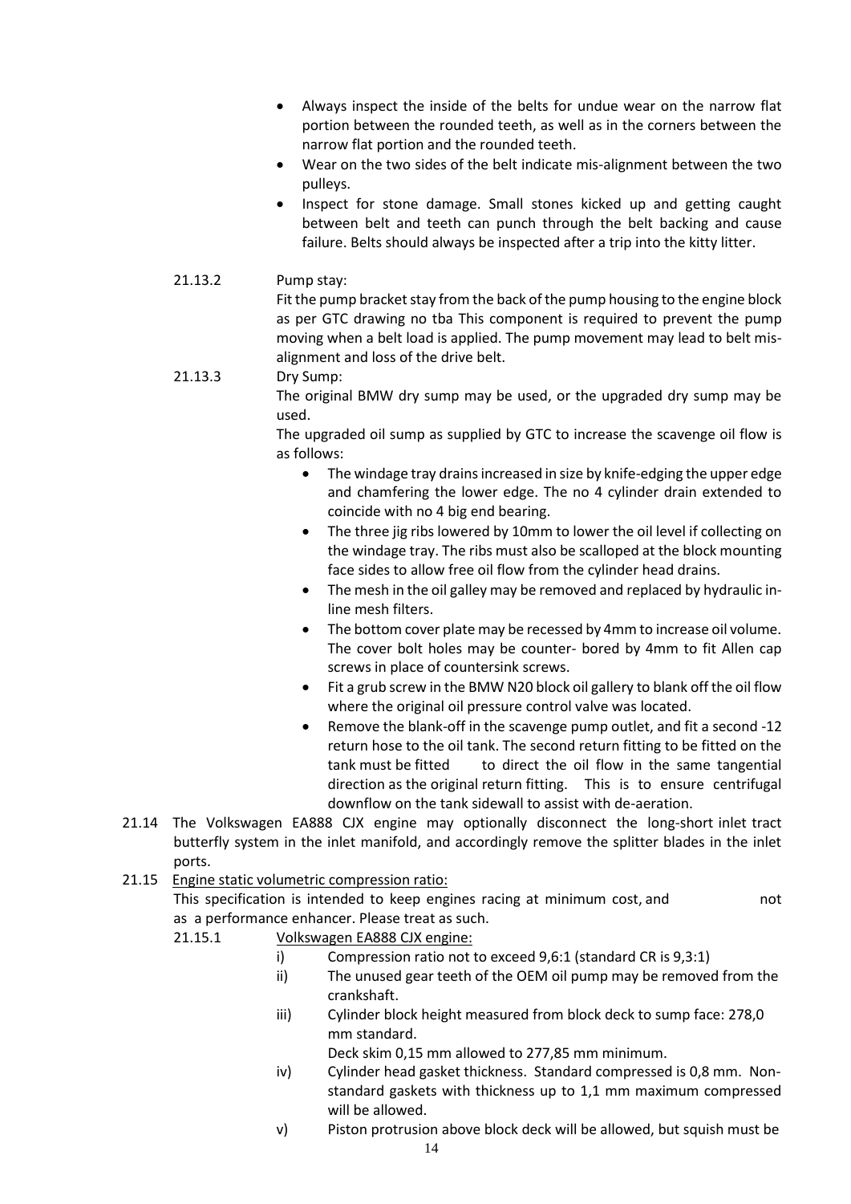- Always inspect the inside of the belts for undue wear on the narrow flat portion between the rounded teeth, as well as in the corners between the narrow flat portion and the rounded teeth.
- Wear on the two sides of the belt indicate mis-alignment between the two pulleys.
- Inspect for stone damage. Small stones kicked up and getting caught between belt and teeth can punch through the belt backing and cause failure. Belts should always be inspected after a trip into the kitty litter.

21.13.2 Pump stay:

Fit the pump bracket stay from the back of the pump housing to the engine block as per GTC drawing no tba This component is required to prevent the pump moving when a belt load is applied. The pump movement may lead to belt mis-alignment and loss of the drive belt.

21.13.3 Dry Sump:

The original BMW dry sump may be used, or the upgraded dry sump may be used.

The upgraded oil sump as supplied by GTC to increase the scavenge oil flow is as follows:

- The windage tray drains increased in size by knife-edging the upper edge and chamfering the lower edge. The no 4 cylinder drain extended to coincide with no 4 big end bearing.
- The three jig ribs lowered by 10mm to lower the oil level if collecting on the windage tray. The ribs must also be scalloped at the block mounting face sides to allow free oil flow from the cylinder head drains.
- The mesh in the oil galley may be removed and replaced by hydraulic in-line mesh filters.
- The bottom cover plate may be recessed by 4mm to increase oil volume. The cover bolt holes may be counter- bored by 4mm to fit Allen cap screws in place of countersink screws.
- Fit a grub screw in the BMW N20 block oil gallery to blank off the oil flow where the original oil pressure control valve was located.
- Remove the blank-off in the scavenge pump outlet, and fit a second -12 return hose to the oil tank. The second return fitting to be fitted on the tank must be fitted to direct the oil flow in the same tangential direction as the original return fitting. This is to ensure centrifugal downflow on the tank sidewall to assist with de-aeration.

21.14 The Volkswagen EA888 CJX engine may optionally disconnect the long-short inlet tract butterfly system in the inlet manifold, and accordingly remove the splitter blades in the inlet ports.

21.15 Engine static volumetric compression ratio:

This specification is intended to keep engines racing at minimum cost, and not as a performance enhancer. Please treat as such.

21.15.1 Volkswagen EA888 CJX engine:

i) Compression ratio not to exceed 9,6:1 (standard CR is 9,3:1)

ii) The unused gear teeth of the OEM oil pump may be removed from the crankshaft.

iii) Cylinder block height measured from block deck to sump face: 278,0 mm standard.
Deck skim 0,15 mm allowed to 277,85 mm minimum.

iv) Cylinder head gasket thickness. Standard compressed is 0,8 mm. Non-standard gaskets with thickness up to 1,1 mm maximum compressed will be allowed.

v) Piston protrusion above block deck will be allowed, but squish must be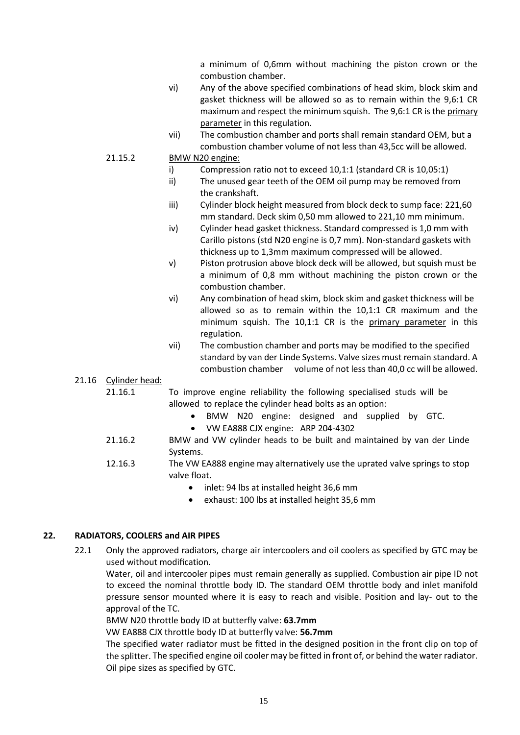a minimum of 0,6mm without machining the piston crown or the combustion chamber.

vi) Any of the above specified combinations of head skim, block skim and gasket thickness will be allowed so as to remain within the 9,6:1 CR maximum and respect the minimum squish. The 9,6:1 CR is the primary parameter in this regulation.

vii) The combustion chamber and ports shall remain standard OEM, but a combustion chamber volume of not less than 43,5cc will be allowed.

21.15.2 BMW N20 engine:

i) Compression ratio not to exceed 10,1:1 (standard CR is 10,05:1)

ii) The unused gear teeth of the OEM oil pump may be removed from the crankshaft.

iii) Cylinder block height measured from block deck to sump face: 221,60 mm standard. Deck skim 0,50 mm allowed to 221,10 mm minimum.

iv) Cylinder head gasket thickness. Standard compressed is 1,0 mm with Carillo pistons (std N20 engine is 0,7 mm). Non-standard gaskets with thickness up to 1,3mm maximum compressed will be allowed.

v) Piston protrusion above block deck will be allowed, but squish must be a minimum of 0,8 mm without machining the piston crown or the combustion chamber.

vi) Any combination of head skim, block skim and gasket thickness will be allowed so as to remain within the 10,1:1 CR maximum and the minimum squish. The 10,1:1 CR is the primary parameter in this regulation.

vii) The combustion chamber and ports may be modified to the specified standard by van der Linde Systems. Valve sizes must remain standard. A combustion chamber volume of not less than 40,0 cc will be allowed.

21.16 Cylinder head:

21.16.1 To improve engine reliability the following specialised studs will be allowed to replace the cylinder head bolts as an option:

- BMW N20 engine: designed and supplied by GTC.
- VW EA888 CJX engine: ARP 204-4302

21.16.2 BMW and VW cylinder heads to be built and maintained by van der Linde Systems.

12.16.3 The VW EA888 engine may alternatively use the uprated valve springs to stop valve float.

- inlet: 94 lbs at installed height 36,6 mm
- exhaust: 100 lbs at installed height 35,6 mm

## 22. RADIATORS, COOLERS and AIR PIPES

22.1 Only the approved radiators, charge air intercoolers and oil coolers as specified by GTC may be used without modification.

Water, oil and intercooler pipes must remain generally as supplied. Combustion air pipe ID not to exceed the nominal throttle body ID. The standard OEM throttle body and inlet manifold pressure sensor mounted where it is easy to reach and visible. Position and lay- out to the approval of the TC.

BMW N20 throttle body ID at butterfly valve: **63.7mm**

VW EA888 CJX throttle body ID at butterfly valve: **56.7mm**

The specified water radiator must be fitted in the designed position in the front clip on top of the splitter. The specified engine oil cooler may be fitted in front of, or behind the water radiator. Oil pipe sizes as specified by GTC.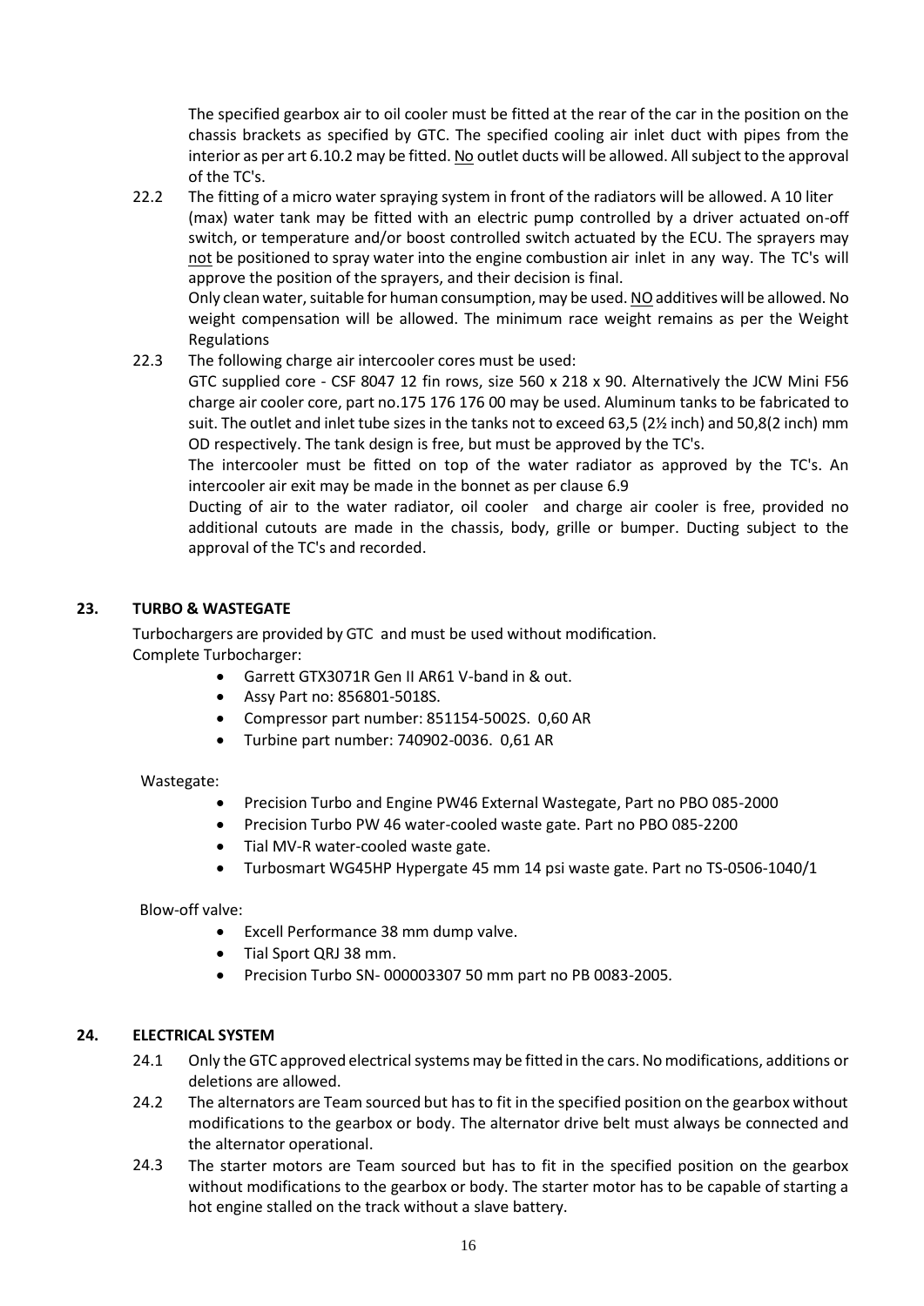The specified gearbox air to oil cooler must be fitted at the rear of the car in the position on the chassis brackets as specified by GTC. The specified cooling air inlet duct with pipes from the interior as per art 6.10.2 may be fitted. No outlet ducts will be allowed. All subject to the approval of the TC's.

22.2 The fitting of a micro water spraying system in front of the radiators will be allowed. A 10 liter (max) water tank may be fitted with an electric pump controlled by a driver actuated on-off switch, or temperature and/or boost controlled switch actuated by the ECU. The sprayers may not be positioned to spray water into the engine combustion air inlet in any way. The TC's will approve the position of the sprayers, and their decision is final.

Only clean water, suitable for human consumption, may be used. NO additives will be allowed. No weight compensation will be allowed. The minimum race weight remains as per the Weight Regulations

22.3 The following charge air intercooler cores must be used:

GTC supplied core - CSF 8047 12 fin rows, size 560 x 218 x 90. Alternatively the JCW Mini F56 charge air cooler core, part no.175 176 176 00 may be used. Aluminum tanks to be fabricated to suit. The outlet and inlet tube sizes in the tanks not to exceed 63,5 (2½ inch) and 50,8(2 inch) mm OD respectively. The tank design is free, but must be approved by the TC's.

The intercooler must be fitted on top of the water radiator as approved by the TC's. An intercooler air exit may be made in the bonnet as per clause 6.9

Ducting of air to the water radiator, oil cooler and charge air cooler is free, provided no additional cutouts are made in the chassis, body, grille or bumper. Ducting subject to the approval of the TC's and recorded.

## 23. TURBO & WASTEGATE

Turbochargers are provided by GTC and must be used without modification.

Complete Turbocharger:

- Garrett GTX3071R Gen II AR61 V-band in & out.
- Assy Part no: 856801-5018S.
- Compressor part number: 851154-5002S. 0,60 AR
- Turbine part number: 740902-0036. 0,61 AR

Wastegate:

- Precision Turbo and Engine PW46 External Wastegate, Part no PBO 085-2000
- Precision Turbo PW 46 water-cooled waste gate. Part no PBO 085-2200
- Tial MV-R water-cooled waste gate.
- Turbosmart WG45HP Hypergate 45 mm 14 psi waste gate. Part no TS-0506-1040/1

Blow-off valve:

- Excell Performance 38 mm dump valve.
- Tial Sport QRJ 38 mm.
- Precision Turbo SN- 000003307 50 mm part no PB 0083-2005.

## 24. ELECTRICAL SYSTEM

24.1 Only the GTC approved electrical systems may be fitted in the cars. No modifications, additions or deletions are allowed.

24.2 The alternators are Team sourced but has to fit in the specified position on the gearbox without modifications to the gearbox or body. The alternator drive belt must always be connected and the alternator operational.

24.3 The starter motors are Team sourced but has to fit in the specified position on the gearbox without modifications to the gearbox or body. The starter motor has to be capable of starting a hot engine stalled on the track without a slave battery.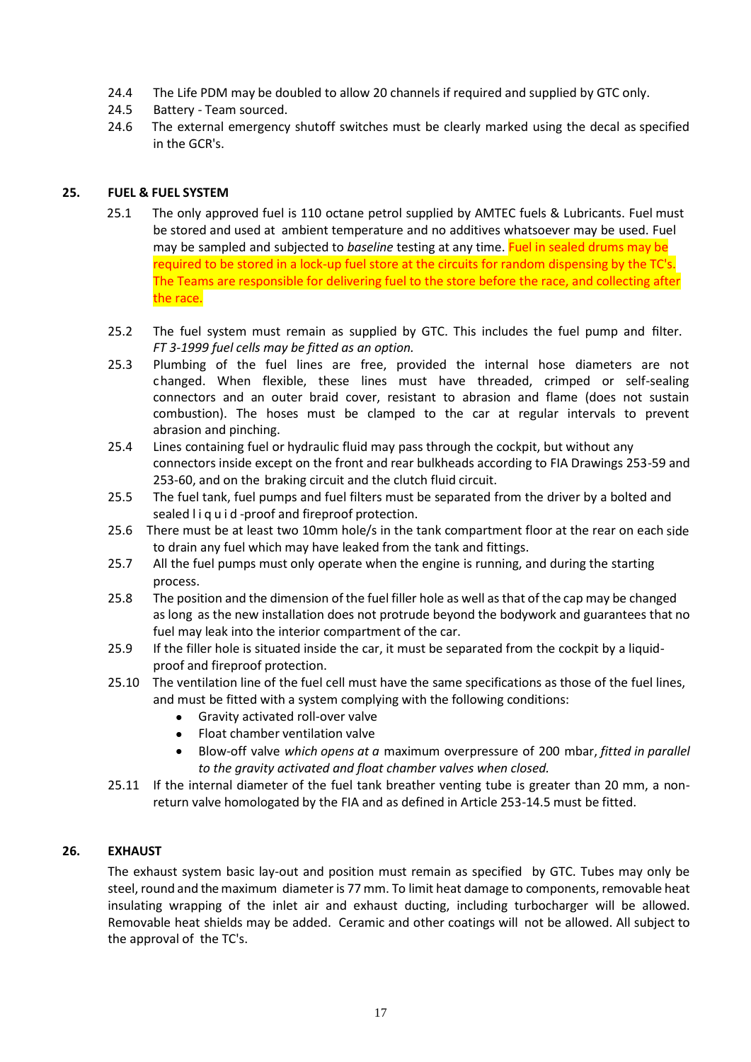24.4 The Life PDM may be doubled to allow 20 channels if required and supplied by GTC only.

24.5 Battery - Team sourced.

24.6 The external emergency shutoff switches must be clearly marked using the decal as specified in the GCR's.

## 25. FUEL & FUEL SYSTEM

25.1 The only approved fuel is 110 octane petrol supplied by AMTEC fuels & Lubricants. Fuel must be stored and used at ambient temperature and no additives whatsoever may be used. Fuel may be sampled and subjected to *baseline* testing at any time. Fuel in sealed drums may be required to be stored in a lock-up fuel store at the circuits for random dispensing by the TC's. The Teams are responsible for delivering fuel to the store before the race, and collecting after the race.

25.2 The fuel system must remain as supplied by GTC. This includes the fuel pump and filter. *FT 3-1999 fuel cells may be fitted as an option.*

25.3 Plumbing of the fuel lines are free, provided the internal hose diameters are not changed. When flexible, these lines must have threaded, crimped or self-sealing connectors and an outer braid cover, resistant to abrasion and flame (does not sustain combustion). The hoses must be clamped to the car at regular intervals to prevent abrasion and pinching.

25.4 Lines containing fuel or hydraulic fluid may pass through the cockpit, but without any connectors inside except on the front and rear bulkheads according to FIA Drawings 253-59 and 253-60, and on the braking circuit and the clutch fluid circuit.

25.5 The fuel tank, fuel pumps and fuel filters must be separated from the driver by a bolted and sealed liquid-proof and fireproof protection.

25.6 There must be at least two 10mm hole/s in the tank compartment floor at the rear on each side to drain any fuel which may have leaked from the tank and fittings.

25.7 All the fuel pumps must only operate when the engine is running, and during the starting process.

25.8 The position and the dimension of the fuel filler hole as well as that of the cap may be changed as long as the new installation does not protrude beyond the bodywork and guarantees that no fuel may leak into the interior compartment of the car.

25.9 If the filler hole is situated inside the car, it must be separated from the cockpit by a liquid-proof and fireproof protection.

25.10 The ventilation line of the fuel cell must have the same specifications as those of the fuel lines, and must be fitted with a system complying with the following conditions:

- Gravity activated roll-over valve
- Float chamber ventilation valve
- Blow-off valve *which opens at a* maximum overpressure of 200 mbar, *fitted in parallel to the gravity activated and float chamber valves when closed.*

25.11 If the internal diameter of the fuel tank breather venting tube is greater than 20 mm, a non-return valve homologated by the FIA and as defined in Article 253-14.5 must be fitted.

## 26. EXHAUST

The exhaust system basic lay-out and position must remain as specified by GTC. Tubes may only be steel, round and the maximum diameter is 77 mm. To limit heat damage to components, removable heat insulating wrapping of the inlet air and exhaust ducting, including turbocharger will be allowed. Removable heat shields may be added. Ceramic and other coatings will not be allowed. All subject to the approval of the TC's.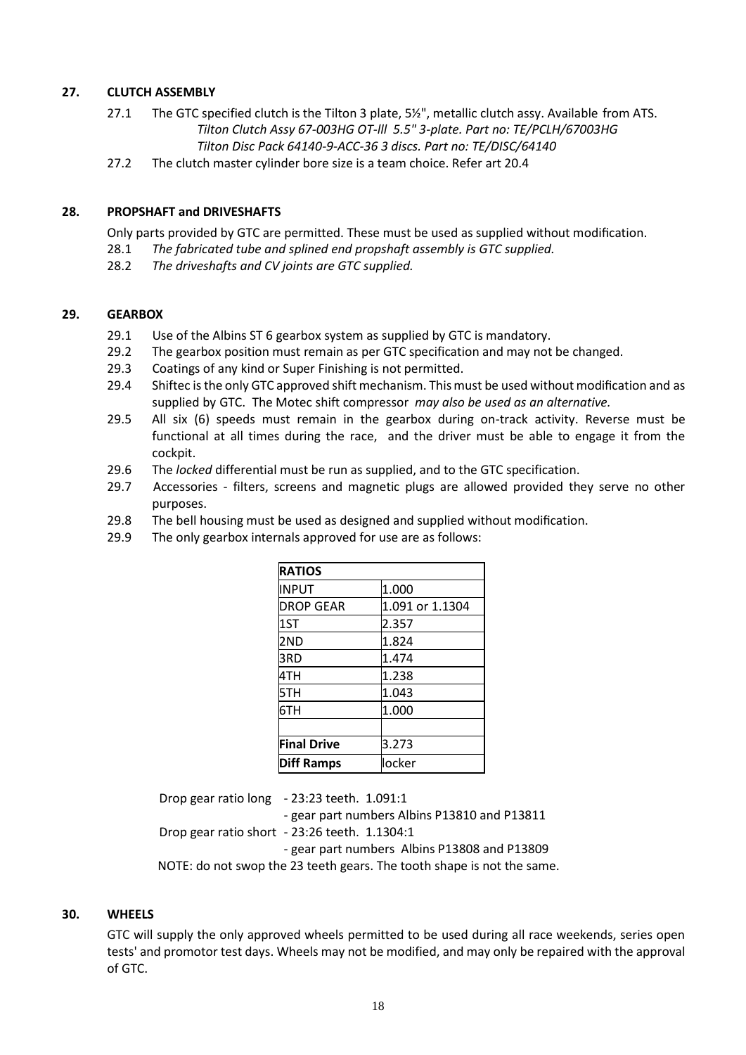## 27. CLUTCH ASSEMBLY

27.1 The GTC specified clutch is the Tilton 3 plate, 5½", metallic clutch assy. Available from ATS.
*Tilton Clutch Assy 67-003HG OT-lll 5.5" 3-plate. Part no: TE/PCLH/67003HG*
*Tilton Disc Pack 64140-9-ACC-36 3 discs. Part no: TE/DISC/64140*

27.2 The clutch master cylinder bore size is a team choice. Refer art 20.4

## 28. PROPSHAFT and DRIVESHAFTS

Only parts provided by GTC are permitted. These must be used as supplied without modification.

28.1 *The fabricated tube and splined end propshaft assembly is GTC supplied.*

28.2 *The driveshafts and CV joints are GTC supplied.*

## 29. GEARBOX

29.1 Use of the Albins ST 6 gearbox system as supplied by GTC is mandatory.

29.2 The gearbox position must remain as per GTC specification and may not be changed.

29.3 Coatings of any kind or Super Finishing is not permitted.

29.4 Shiftec is the only GTC approved shift mechanism. This must be used without modification and as supplied by GTC. The Motec shift compressor *may also be used as an alternative.*

29.5 All six (6) speeds must remain in the gearbox during on-track activity. Reverse must be functional at all times during the race, and the driver must be able to engage it from the cockpit.

29.6 The *locked* differential must be run as supplied, and to the GTC specification.

29.7 Accessories - filters, screens and magnetic plugs are allowed provided they serve no other purposes.

29.8 The bell housing must be used as designed and supplied without modification.

29.9 The only gearbox internals approved for use are as follows:

| **RATIOS** | |
|---|---|
| INPUT | 1.000 |
| DROP GEAR | 1.091 or 1.1304 |
| 1ST | 2.357 |
| 2ND | 1.824 |
| 3RD | 1.474 |
| 4TH | 1.238 |
| 5TH | 1.043 |
| 6TH | 1.000 |
| | |
| **Final Drive** | 3.273 |
| **Diff Ramps** | locker |

Drop gear ratio long - 23:23 teeth. 1.091:1
- gear part numbers Albins P13810 and P13811

Drop gear ratio short - 23:26 teeth. 1.1304:1
- gear part numbers Albins P13808 and P13809

NOTE: do not swop the 23 teeth gears. The tooth shape is not the same.

## 30. WHEELS

GTC will supply the only approved wheels permitted to be used during all race weekends, series open tests' and promotor test days. Wheels may not be modified, and may only be repaired with the approval of GTC.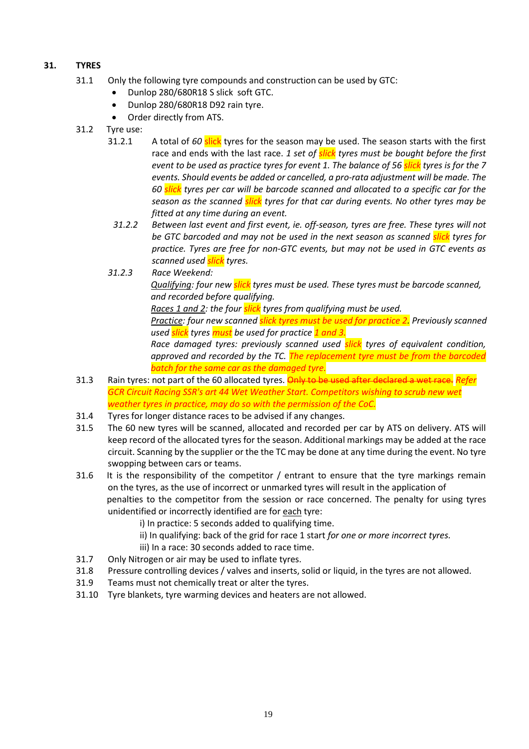## 31. TYRES

31.1 Only the following tyre compounds and construction can be used by GTC:

- Dunlop 280/680R18 S slick soft GTC.
- Dunlop 280/680R18 D92 rain tyre.
- Order directly from ATS.

31.2 Tyre use:

31.2.1 A total of *60* slick tyres for the season may be used. The season starts with the first race and ends with the last race. *1 set of slick tyres must be bought before the first event to be used as practice tyres for event 1. The balance of 56 slick tyres is for the 7 events. Should events be added or cancelled, a pro-rata adjustment will be made. The 60 slick tyres per car will be barcode scanned and allocated to a specific car for the season as the scanned slick tyres for that car during events. No other tyres may be fitted at any time during an event.*

*31.2.2 Between last event and first event, ie. off-season, tyres are free. These tyres will not be GTC barcoded and may not be used in the next season as scanned slick tyres for practice. Tyres are free for non-GTC events, but may not be used in GTC events as scanned used slick tyres.*

*31.2.3 Race Weekend:*

*Qualifying: four new slick tyres must be used. These tyres must be barcode scanned, and recorded before qualifying.*

*Races 1 and 2: the four slick tyres from qualifying must be used.*

*Practice: four new scanned slick tyres must be used for practice 2. Previously scanned used slick tyres must be used for practice 1 and 3.*

*Race damaged tyres: previously scanned used slick tyres of equivalent condition, approved and recorded by the TC. The replacement tyre must be from the barcoded batch for the same car as the damaged tyre.*

31.3 Rain tyres: not part of the 60 allocated tyres. ~~Only to be used after declared a wet race.~~ *Refer GCR Circuit Racing SSR's art 44 Wet Weather Start. Competitors wishing to scrub new wet weather tyres in practice, may do so with the permission of the CoC.*

31.4 Tyres for longer distance races to be advised if any changes.

31.5 The 60 new tyres will be scanned, allocated and recorded per car by ATS on delivery. ATS will keep record of the allocated tyres for the season. Additional markings may be added at the race circuit. Scanning by the supplier or the the TC may be done at any time during the event. No tyre swopping between cars or teams.

31.6 It is the responsibility of the competitor / entrant to ensure that the tyre markings remain on the tyres, as the use of incorrect or unmarked tyres will result in the application of penalties to the competitor from the session or race concerned. The penalty for using tyres unidentified or incorrectly identified are for each tyre:

i) In practice: 5 seconds added to qualifying time.

ii) In qualifying: back of the grid for race 1 start *for one or more incorrect tyres.*

iii) In a race: 30 seconds added to race time.

31.7 Only Nitrogen or air may be used to inflate tyres.

31.8 Pressure controlling devices / valves and inserts, solid or liquid, in the tyres are not allowed.

31.9 Teams must not chemically treat or alter the tyres.

31.10 Tyre blankets, tyre warming devices and heaters are not allowed.